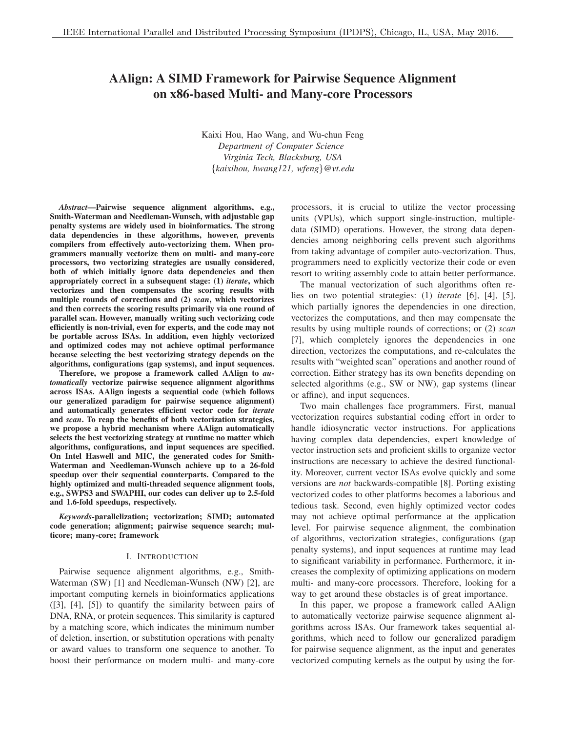# AAlign: A SIMD Framework for Pairwise Sequence Alignment on x86-based Multi- and Many-core Processors

Kaixi Hou, Hao Wang, and Wu-chun Feng
*Department of Computer Science*
*Virginia Tech, Blacksburg, USA*
{kaixihou, hwang121, wfeng}@vt.edu

***Abstract*—Pairwise sequence alignment algorithms, e.g., Smith-Waterman and Needleman-Wunsch, with adjustable gap penalty systems are widely used in bioinformatics. The strong data dependencies in these algorithms, however, prevents compilers from effectively auto-vectorizing them. When programmers manually vectorize them on multi- and many-core processors, two vectorizing strategies are usually considered, both of which initially ignore data dependencies and then appropriately correct in a subsequent stage: (1) *iterate*, which vectorizes and then compensates the scoring results with multiple rounds of corrections and (2) *scan*, which vectorizes and then corrects the scoring results primarily via one round of parallel scan. However, manually writing such vectorizing code efficiently is non-trivial, even for experts, and the code may not be portable across ISAs. In addition, even highly vectorized and optimized codes may not achieve optimal performance because selecting the best vectorizing strategy depends on the algorithms, configurations (gap systems), and input sequences.**

**Therefore, we propose a framework called AAlign to *automatically* vectorize pairwise sequence alignment algorithms across ISAs. AAlign ingests a sequential code (which follows our generalized paradigm for pairwise sequence alignment) and automatically generates efficient vector code for *iterate* and *scan*. To reap the benefits of both vectorization strategies, we propose a hybrid mechanism where AAlign automatically selects the best vectorizing strategy at runtime no matter which algorithms, configurations, and input sequences are specified. On Intel Haswell and MIC, the generated codes for Smith-Waterman and Needleman-Wunsch achieve up to a 26-fold speedup over their sequential counterparts. Compared to the highly optimized and multi-threaded sequence alignment tools, e.g., SWPS3 and SWAPHI, our codes can deliver up to 2.5-fold and 1.6-fold speedups, respectively.**

***Keywords*-parallelization; vectorization; SIMD; automated code generation; alignment; pairwise sequence search; multicore; many-core; framework**

## I. Introduction

Pairwise sequence alignment algorithms, e.g., Smith-Waterman (SW) [1] and Needleman-Wunsch (NW) [2], are important computing kernels in bioinformatics applications ([3], [4], [5]) to quantify the similarity between pairs of DNA, RNA, or protein sequences. This similarity is captured by a matching score, which indicates the minimum number of deletion, insertion, or substitution operations with penalty or award values to transform one sequence to another. To boost their performance on modern multi- and many-core processors, it is crucial to utilize the vector processing units (VPUs), which support single-instruction, multiple-data (SIMD) operations. However, the strong data dependencies among neighboring cells prevent such algorithms from taking advantage of compiler auto-vectorization. Thus, programmers need to explicitly vectorize their code or even resort to writing assembly code to attain better performance.

The manual vectorization of such algorithms often relies on two potential strategies: (1) *iterate* [6], [4], [5], which partially ignores the dependencies in one direction, vectorizes the computations, and then may compensate the results by using multiple rounds of corrections; or (2) *scan* [7], which completely ignores the dependencies in one direction, vectorizes the computations, and re-calculates the results with "weighted scan" operations and another round of correction. Either strategy has its own benefits depending on selected algorithms (e.g., SW or NW), gap systems (linear or affine), and input sequences.

Two main challenges face programmers. First, manual vectorization requires substantial coding effort in order to handle idiosyncratic vector instructions. For applications having complex data dependencies, expert knowledge of vector instruction sets and proficient skills to organize vector instructions are necessary to achieve the desired functionality. Moreover, current vector ISAs evolve quickly and some versions are *not* backwards-compatible [8]. Porting existing vectorized codes to other platforms becomes a laborious and tedious task. Second, even highly optimized vector codes may not achieve optimal performance at the application level. For pairwise sequence alignment, the combination of algorithms, vectorization strategies, configurations (gap penalty systems), and input sequences at runtime may lead to significant variability in performance. Furthermore, it increases the complexity of optimizing applications on modern multi- and many-core processors. Therefore, looking for a way to get around these obstacles is of great importance.

In this paper, we propose a framework called AAlign to automatically vectorize pairwise sequence alignment algorithms across ISAs. Our framework takes sequential algorithms, which need to follow our generalized paradigm for pairwise sequence alignment, as the input and generates vectorized computing kernels as the output by using the for-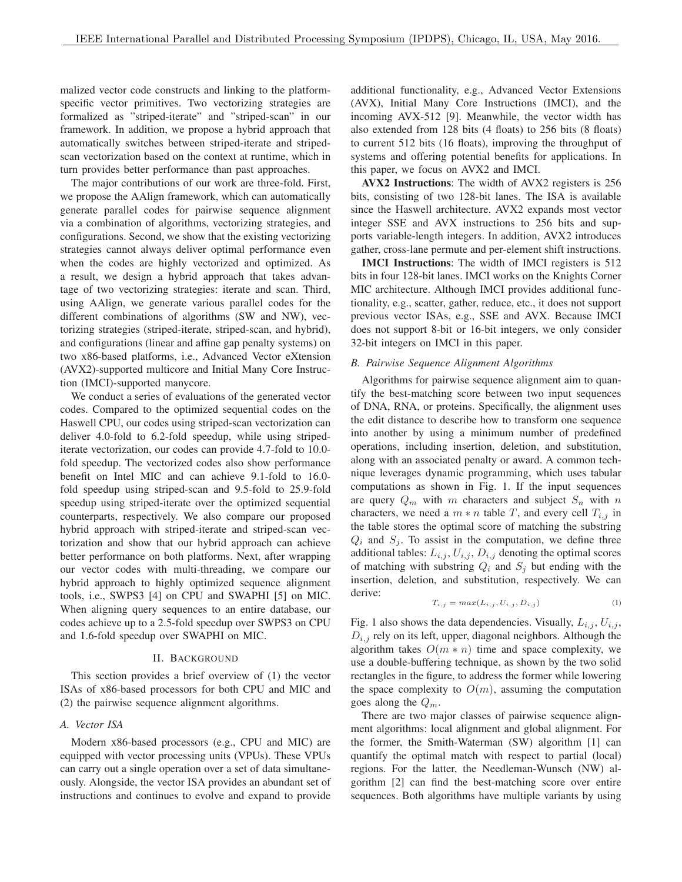malized vector code constructs and linking to the platform-specific vector primitives. Two vectorizing strategies are formalized as "striped-iterate" and "striped-scan" in our framework. In addition, we propose a hybrid approach that automatically switches between striped-iterate and striped-scan vectorization based on the context at runtime, which in turn provides better performance than past approaches.

The major contributions of our work are three-fold. First, we propose the AAlign framework, which can automatically generate parallel codes for pairwise sequence alignment via a combination of algorithms, vectorizing strategies, and configurations. Second, we show that the existing vectorizing strategies cannot always deliver optimal performance even when the codes are highly vectorized and optimized. As a result, we design a hybrid approach that takes advantage of two vectorizing strategies: iterate and scan. Third, using AAlign, we generate various parallel codes for the different combinations of algorithms (SW and NW), vectorizing strategies (striped-iterate, striped-scan, and hybrid), and configurations (linear and affine gap penalty systems) on two x86-based platforms, i.e., Advanced Vector eXtension (AVX2)-supported multicore and Initial Many Core Instruction (IMCI)-supported manycore.

We conduct a series of evaluations of the generated vector codes. Compared to the optimized sequential codes on the Haswell CPU, our codes using striped-scan vectorization can deliver 4.0-fold to 6.2-fold speedup, while using striped-iterate vectorization, our codes can provide 4.7-fold to 10.0-fold speedup. The vectorized codes also show performance benefit on Intel MIC and can achieve 9.1-fold to 16.0-fold speedup using striped-scan and 9.5-fold to 25.9-fold speedup using striped-iterate over the optimized sequential counterparts, respectively. We also compare our proposed hybrid approach with striped-iterate and striped-scan vectorization and show that our hybrid approach can achieve better performance on both platforms. Next, after wrapping our vector codes with multi-threading, we compare our hybrid approach to highly optimized sequence alignment tools, i.e., SWPS3 [4] on CPU and SWAPHI [5] on MIC. When aligning query sequences to an entire database, our codes achieve up to a 2.5-fold speedup over SWPS3 on CPU and 1.6-fold speedup over SWAPHI on MIC.

## II. Background

This section provides a brief overview of (1) the vector ISAs of x86-based processors for both CPU and MIC and (2) the pairwise sequence alignment algorithms.

### A. Vector ISA

Modern x86-based processors (e.g., CPU and MIC) are equipped with vector processing units (VPUs). These VPUs can carry out a single operation over a set of data simultaneously. Alongside, the vector ISA provides an abundant set of instructions and continues to evolve and expand to provide additional functionality, e.g., Advanced Vector Extensions (AVX), Initial Many Core Instructions (IMCI), and the incoming AVX-512 [9]. Meanwhile, the vector width has also extended from 128 bits (4 floats) to 256 bits (8 floats) to current 512 bits (16 floats), improving the throughput of systems and offering potential benefits for applications. In this paper, we focus on AVX2 and IMCI.

**AVX2 Instructions**: The width of AVX2 registers is 256 bits, consisting of two 128-bit lanes. The ISA is available since the Haswell architecture. AVX2 expands most vector integer SSE and AVX instructions to 256 bits and supports variable-length integers. In addition, AVX2 introduces gather, cross-lane permute and per-element shift instructions.

**IMCI Instructions**: The width of IMCI registers is 512 bits in four 128-bit lanes. IMCI works on the Knights Corner MIC architecture. Although IMCI provides additional functionality, e.g., scatter, gather, reduce, etc., it does not support previous vector ISAs, e.g., SSE and AVX. Because IMCI does not support 8-bit or 16-bit integers, we only consider 32-bit integers on IMCI in this paper.

### B. Pairwise Sequence Alignment Algorithms

Algorithms for pairwise sequence alignment aim to quantify the best-matching score between two input sequences of DNA, RNA, or proteins. Specifically, the alignment uses the edit distance to describe how to transform one sequence into another by using a minimum number of predefined operations, including insertion, deletion, and substitution, along with an associated penalty or award. A common technique leverages dynamic programming, which uses tabular computations as shown in Fig. 1. If the input sequences are query $Q_m$ with $m$ characters and subject $S_n$ with $n$ characters, we need a $m * n$ table $T$, and every cell $T_{i,j}$ in the table stores the optimal score of matching the substring $Q_i$ and $S_j$. To assist in the computation, we define three additional tables: $L_{i,j}, U_{i,j}, D_{i,j}$ denoting the optimal scores of matching with substring $Q_i$ and $S_j$ but ending with the insertion, deletion, and substitution, respectively. We can derive:

$$T_{i,j} = max(L_{i,j}, U_{i,j}, D_{i,j}) \tag{1}$$

Fig. 1 also shows the data dependencies. Visually, $L_{i,j}$, $U_{i,j}$, $D_{i,j}$ rely on its left, upper, diagonal neighbors. Although the algorithm takes $O(m * n)$ time and space complexity, we use a double-buffering technique, as shown by the two solid rectangles in the figure, to address the former while lowering the space complexity to $O(m)$, assuming the computation goes along the $Q_m$.

There are two major classes of pairwise sequence alignment algorithms: local alignment and global alignment. For the former, the Smith-Waterman (SW) algorithm [1] can quantify the optimal match with respect to partial (local) regions. For the latter, the Needleman-Wunsch (NW) algorithm [2] can find the best-matching score over entire sequences. Both algorithms have multiple variants by using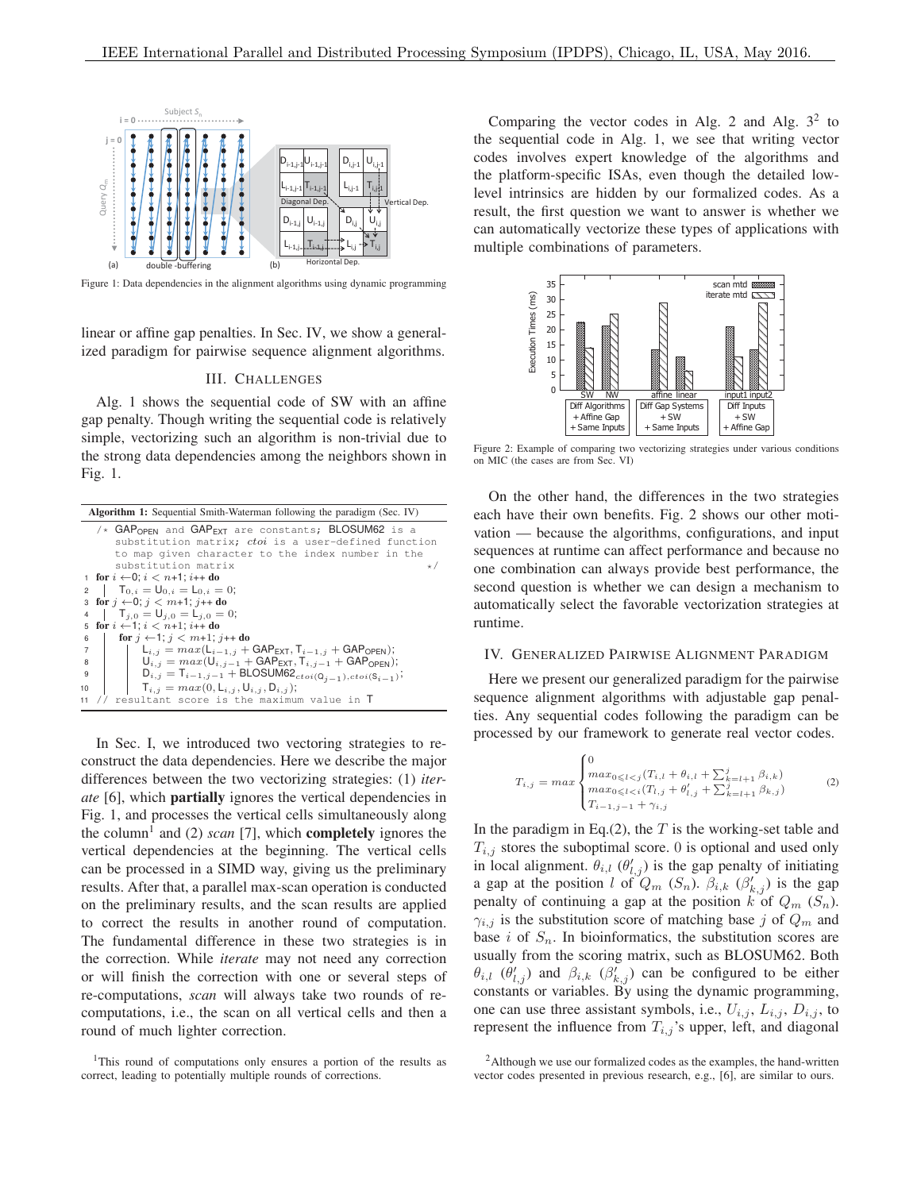Figure 1: Data dependencies in the alignment algorithms using dynamic programming

linear or affine gap penalties. In Sec. IV, we show a generalized paradigm for pairwise sequence alignment algorithms.

## III. Challenges

Alg. 1 shows the sequential code of SW with an affine gap penalty. Though writing the sequential code is relatively simple, vectorizing such an algorithm is non-trivial due to the strong data dependencies among the neighbors shown in Fig. 1.

**Algorithm 1:** Sequential Smith-Waterman following the paradigm (Sec. IV)

```
   /* GAP_OPEN and GAP_EXT are constants; BLOSUM62 is a
      substitution matrix; ctoi is a user-defined function
      to map given character to the index number in the
      substitution matrix                                    */
1  for i ← 0; i < n+1; i++ do
2  |  T_{0,i} = U_{0,i} = L_{0,i} = 0;
3  for j ← 0; j < m+1; j++ do
4  |  T_{j,0} = U_{j,0} = L_{j,0} = 0;
5  for i ← 1; i < n+1; i++ do
6  |  for j ← 1; j < m+1; j++ do
7  |  |  L_{i,j} = max(L_{i-1,j} + GAP_EXT, T_{i-1,j} + GAP_OPEN);
8  |  |  U_{i,j} = max(U_{i,j-1} + GAP_EXT, T_{i,j-1} + GAP_OPEN);
9  |  |  D_{i,j} = T_{i-1,j-1} + BLOSUM62_{ctoi(Q_{j-1}),ctoi(S_{i-1})};
10 |  |  T_{i,j} = max(0, L_{i,j}, U_{i,j}, D_{i,j});
11 // resultant score is the maximum value in T
```

In Sec. I, we introduced two vectoring strategies to reconstruct the data dependencies. Here we describe the major differences between the two vectorizing strategies: (1) *iterate* [6], which **partially** ignores the vertical dependencies in Fig. 1, and processes the vertical cells simultaneously along the column[1] and (2) *scan* [7], which **completely** ignores the vertical dependencies at the beginning. The vertical cells can be processed in a SIMD way, giving us the preliminary results. After that, a parallel max-scan operation is conducted on the preliminary results, and the scan results are applied to correct the results in another round of computation. The fundamental difference in these two strategies is in the correction. While *iterate* may not need any correction or will finish the correction with one or several steps of re-computations, *scan* will always take two rounds of re-computations, i.e., the scan on all vertical cells and then a round of much lighter correction.

[1]This round of computations only ensures a portion of the results as correct, leading to potentially multiple rounds of corrections.

Comparing the vector codes in Alg. 2 and Alg. 3[2] to the sequential code in Alg. 1, we see that writing vector codes involves expert knowledge of the algorithms and the platform-specific ISAs, even though the detailed low-level intrinsics are hidden by our formalized codes. As a result, the first question we want to answer is whether we can automatically vectorize these types of applications with multiple combinations of parameters.

Figure 2: Example of comparing two vectorizing strategies under various conditions on MIC (the cases are from Sec. VI)

On the other hand, the differences in the two strategies each have their own benefits. Fig. 2 shows our other motivation — because the algorithms, configurations, and input sequences at runtime can affect performance and because no one combination can always provide best performance, the second question is whether we can design a mechanism to automatically select the favorable vectorization strategies at runtime.

## IV. Generalized Pairwise Alignment Paradigm

Here we present our generalized paradigm for the pairwise sequence alignment algorithms with adjustable gap penalties. Any sequential codes following the paradigm can be processed by our framework to generate real vector codes.

$$T_{i,j} = max \begin{cases} 0 \\ max_{0 \leqslant l < j}(T_{i,l} + \theta_{i,l} + \sum_{k=l+1}^{j} \beta_{i,k}) \\ max_{0 \leqslant l < i}(T_{l,j} + \theta'_{l,j} + \sum_{k=l+1}^{j} \beta_{k,j}) \\ T_{i-1,j-1} + \gamma_{i,j} \end{cases} \quad (2)$$

In the paradigm in Eq.(2), the $T$ is the working-set table and $T_{i,j}$ stores the suboptimal score. 0 is optional and used only in local alignment. $\theta_{i,l}$ ($\theta'_{l,j}$) is the gap penalty of initiating a gap at the position $l$ of $Q_m$ ($S_n$). $\beta_{i,k}$ ($\beta'_{k,j}$) is the gap penalty of continuing a gap at the position $k$ of $Q_m$ ($S_n$). $\gamma_{i,j}$ is the substitution score of matching base $j$ of $Q_m$ and base $i$ of $S_n$. In bioinformatics, the substitution scores are usually from the scoring matrix, such as BLOSUM62. Both $\theta_{i,l}$ ($\theta'_{l,j}$) and $\beta_{i,k}$ ($\beta'_{k,j}$) can be configured to be either constants or variables. By using the dynamic programming, one can use three assistant symbols, i.e., $U_{i,j}$, $L_{i,j}$, $D_{i,j}$, to represent the influence from $T_{i,j}$'s upper, left, and diagonal

[2]Although we use our formalized codes as the examples, the hand-written vector codes presented in previous research, e.g., [6], are similar to ours.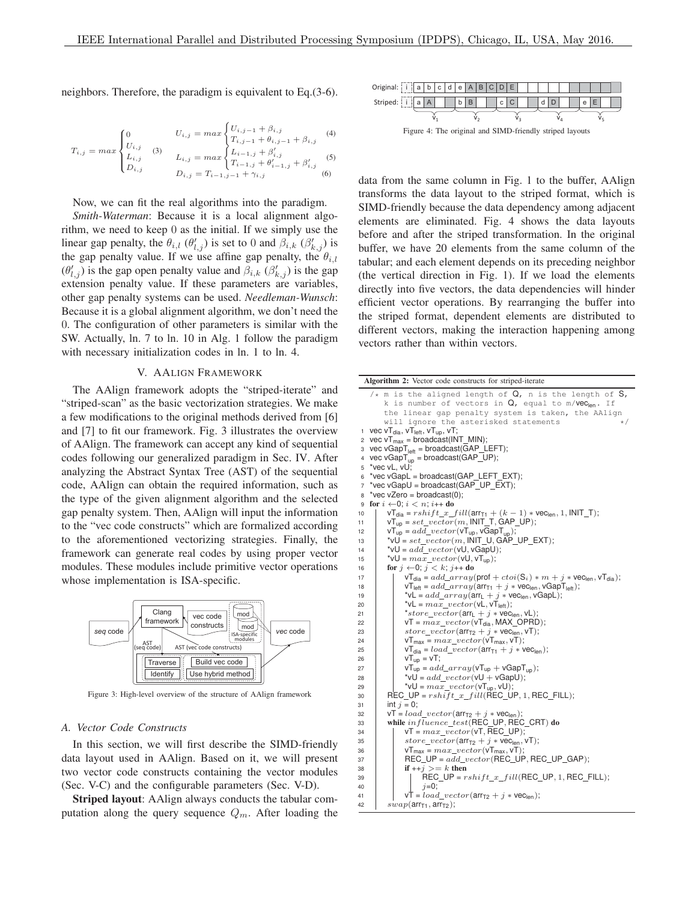neighbors. Therefore, the paradigm is equivalent to Eq.(3-6).

$$T_{i,j} = max\begin{cases}0\\U_{i,j}\\L_{i,j}\\D_{i,j}\end{cases} \quad (3)$$

$$U_{i,j} = max\begin{cases}U_{i,j-1} + \beta_{i,j}\\T_{i,j-1} + \theta_{i,j-1} + \beta_{i,j}\end{cases} \quad (4)$$

$$L_{i,j} = max\begin{cases}L_{i-1,j} + \beta'_{i,j}\\T_{i-1,j} + \theta'_{i-1,j} + \beta'_{i,j}\end{cases} \quad (5)$$

$$D_{i,j} = T_{i-1,j-1} + \gamma_{i,j} \quad (6)$$

Now, we can fit the real algorithms into the paradigm.

*Smith-Waterman*: Because it is a local alignment algorithm, we need to keep 0 as the initial. If we simply use the linear gap penalty, the $\theta_{i,l}$ ($\theta'_{l,j}$) is set to 0 and $\beta_{i,k}$ ($\beta'_{k,j}$) is the gap penalty value. If we use affine gap penalty, the $\theta_{i,l}$ ($\theta'_{l,j}$) is the gap open penalty value and $\beta_{i,k}$ ($\beta'_{k,j}$) is the gap extension penalty value. If these parameters are variables, other gap penalty systems can be used. *Needleman-Wunsch*: Because it is a global alignment algorithm, we don't need the 0. The configuration of other parameters is similar with the SW. Actually, ln. 7 to ln. 10 in Alg. 1 follow the paradigm with necessary initialization codes in ln. 1 to ln. 4.

## V. AAlign Framework

The AAlign framework adopts the "striped-iterate" and "striped-scan" as the basic vectorization strategies. We make a few modifications to the original methods derived from [6] and [7] to fit our framework. Fig. 3 illustrates the overview of AAlign. The framework can accept any kind of sequential codes following our generalized paradigm in Sec. IV. After analyzing the Abstract Syntax Tree (AST) of the sequential code, AAlign can obtain the required information, such as the type of the given alignment algorithm and the selected gap penalty system. Then, AAlign will input the information to the "vec code constructs" which are formalized according to the aforementioned vectorizing strategies. Finally, the framework can generate real codes by using proper vector modules. These modules include primitive vector operations whose implementation is ISA-specific.

Figure 3: High-level overview of the structure of AAlign framework

### A. Vector Code Constructs

In this section, we will first describe the SIMD-friendly data layout used in AAlign. Based on it, we will present two vector code constructs containing the vector modules (Sec. V-C) and the configurable parameters (Sec. V-D).

**Striped layout**: AAlign always conducts the tabular computation along the query sequence $Q_m$. After loading the data from the same column in Fig. 1 to the buffer, AAlign transforms the data layout to the striped format, which is SIMD-friendly because the data dependency among adjacent elements are eliminated. Fig. 4 shows the data layouts before and after the striped transformation. In the original buffer, we have 20 elements from the same column of the tabular; and each element depends on its preceding neighbor (the vertical direction in Fig. 1). If we load the elements directly into five vectors, the data dependencies will hinder efficient vector operations. By rearranging the buffer into the striped format, dependent elements are distributed to different vectors, making the interaction happening among vectors rather than within vectors.

Figure 4: The original and SIMD-friendly striped layouts

**Algorithm 2:** Vector code constructs for striped-iterate

```
   /* m is the aligned length of Q, n is the length of S,
      k is number of vectors in Q, equal to m/vec_len. If
      the linear gap penalty system is taken, the AAlign
      will ignore the asterisked statements              */
1  vec vT_dia, vT_left, vT_up, vT;
2  vec vT_max = broadcast(INT_MIN);
3  vec vGapT_left = broadcast(GAP_LEFT);
4  vec vGapT_up = broadcast(GAP_UP);
5  *vec vL, vU;
6  *vec vGapL = broadcast(GAP_LEFT_EXT);
7  *vec vGapU = broadcast(GAP_UP_EXT);
8  *vec vZero = broadcast(0);
9  for i <- 0; i < n; i++ do
10     vT_dia = rshift_x_fill(arr_T1 + (k - 1) * vec_len, 1, INIT_T);
11     vT_up = set_vector(m, INIT_T, GAP_UP);
12     vT_up = add_vector(vT_up, vGapT_up);
13     *vU = set_vector(m, INIT_U, GAP_UP_EXT);
14     *vU = add_vector(vU, vGapU);
15     *vU = max_vector(vU, vT_up);
16     for j <- 0; j < k; j++ do
17         vT_dia = add_array(prof + ctoi(S_i) * m + j * vec_len, vT_dia);
18         vT_left = add_array(arr_T1 + j * vec_len, vGapT_left);
19         *vL = add_array(arr_L + j * vec_len, vGapL);
20         *vL = max_vector(vL, vT_left);
21         *store_vector(arr_L + j * vec_len, vL);
22         vT = max_vector(vT_dia, MAX_OPRD);
23         store_vector(arr_T2 + j * vec_len, vT);
24         vT_max = max_vector(vT_max, vT);
25         vT_dia = load_vector(arr_T1 + j * vec_len);
26         vT_up = vT;
27         vT_up = add_array(vT_up + vGapT_up);
28         *vU = add_vector(vU + vGapU);
29         *vU = max_vector(vT_up, vU);
30     REC_UP = rshift_x_fill(REC_UP, 1, REC_FILL);
31     int j = 0;
32     vT = load_vector(arr_T2 + j * vec_len);
33     while influence_test(REC_UP, REC_CRT) do
34         vT = max_vector(vT, REC_UP);
35         store_vector(arr_T2 + j * vec_len, vT);
36         vT_max = max_vector(vT_max, vT);
37         REC_UP = add_vector(REC_UP, REC_UP_GAP);
38         if ++j >= k then
39             REC_UP = rshift_x_fill(REC_UP, 1, REC_FILL);
40             j=0;
41         vT = load_vector(arr_T2 + j * vec_len);
42     swap(arr_T1, arr_T2);
```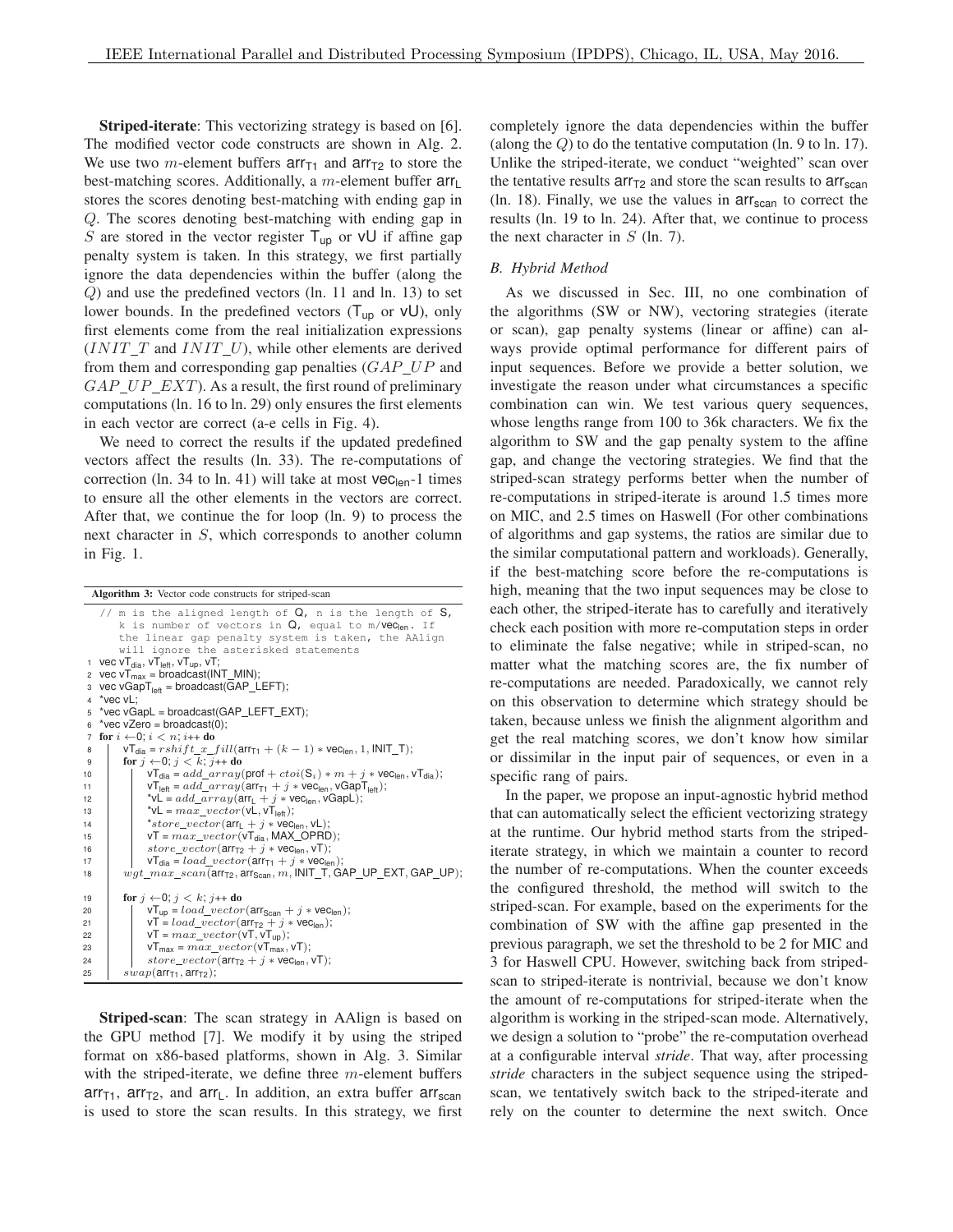**Striped-iterate**: This vectorizing strategy is based on [6]. The modified vector code constructs are shown in Alg. 2. We use two $m$-element buffers $\mathsf{arr_{T1}}$ and $\mathsf{arr_{T2}}$ to store the best-matching scores. Additionally, a $m$-element buffer $\mathsf{arr_L}$ stores the scores denoting best-matching with ending gap in $Q$. The scores denoting best-matching with ending gap in $S$ are stored in the vector register $\mathsf{T_{up}}$ or $\mathsf{vU}$ if affine gap penalty system is taken. In this strategy, we first partially ignore the data dependencies within the buffer (along the $Q$) and use the predefined vectors (ln. 11 and ln. 13) to set lower bounds. In the predefined vectors ($\mathsf{T_{up}}$ or $\mathsf{vU}$), only first elements come from the real initialization expressions ($INIT\_T$ and $INIT\_U$), while other elements are derived from them and corresponding gap penalties ($GAP\_UP$ and $GAP\_UP\_EXT$). As a result, the first round of preliminary computations (ln. 16 to ln. 29) only ensures the first elements in each vector are correct (a-e cells in Fig. 4).

We need to correct the results if the updated predefined vectors affect the results (ln. 33). The re-computations of correction (ln. 34 to ln. 41) will take at most $\mathsf{vec_{len}}$-1 times to ensure all the other elements in the vectors are correct. After that, we continue the for loop (ln. 9) to process the next character in $S$, which corresponds to another column in Fig. 1.

**Algorithm 3:** Vector code constructs for striped-scan

```
   // m is the aligned length of Q, n is the length of S,
      k is number of vectors in Q, equal to m/vec_len. If
      the linear gap penalty system is taken, the AAlign
      will ignore the asterisked statements
1  vec vT_dia, vT_left, vT_up, vT;
2  vec vT_max = broadcast(INT_MIN);
3  vec vGapT_left = broadcast(GAP_LEFT);
4  *vec vL;
5  *vec vGapL = broadcast(GAP_LEFT_EXT);
6  *vec vZero = broadcast(0);
7  for i <- 0; i < n; i++ do
8      vT_dia = rshift_x_fill(arr_T1 + (k - 1) * vec_len, 1, INIT_T);
9      for j <- 0; j < k; j++ do
10         vT_dia = add_array(prof + ctoi(S_i) * m + j * vec_len, vT_dia);
11         vT_left = add_array(arr_T1 + j * vec_len, vGapT_left);
12         *vL = add_array(arr_L + j * vec_len, vGapL);
13         *vL = max_vector(vL, vT_left);
14         *store_vector(arr_L + j * vec_len, vL);
15         vT = max_vector(vT_dia, MAX_OPRD);
16         store_vector(arr_T2 + j * vec_len, vT);
17         vT_dia = load_vector(arr_T1 + j * vec_len);
18     wgt_max_scan(arr_T2, arr_Scan, m, INIT_T, GAP_UP_EXT, GAP_UP);

19     for j <- 0; j < k; j++ do
20         vT_up = load_vector(arr_Scan + j * vec_len);
21         vT = load_vector(arr_T2 + j * vec_len);
22         vT = max_vector(vT, vT_up);
23         vT_max = max_vector(vT_max, vT);
24         store_vector(arr_T2 + j * vec_len, vT);
25     swap(arr_T1, arr_T2);
```

**Striped-scan**: The scan strategy in AAlign is based on the GPU method [7]. We modify it by using the striped format on x86-based platforms, shown in Alg. 3. Similar with the striped-iterate, we define three $m$-element buffers $\mathsf{arr_{T1}}$, $\mathsf{arr_{T2}}$, and $\mathsf{arr_L}$. In addition, an extra buffer $\mathsf{arr_{scan}}$ is used to store the scan results. In this strategy, we first completely ignore the data dependencies within the buffer (along the $Q$) to do the tentative computation (ln. 9 to ln. 17). Unlike the striped-iterate, we conduct "weighted" scan over the tentative results $\mathsf{arr_{T2}}$ and store the scan results to $\mathsf{arr_{scan}}$ (ln. 18). Finally, we use the values in $\mathsf{arr_{scan}}$ to correct the results (ln. 19 to ln. 24). After that, we continue to process the next character in $S$ (ln. 7).

### B. Hybrid Method

As we discussed in Sec. III, no one combination of the algorithms (SW or NW), vectoring strategies (iterate or scan), gap penalty systems (linear or affine) can always provide optimal performance for different pairs of input sequences. Before we provide a better solution, we investigate the reason under what circumstances a specific combination can win. We test various query sequences, whose lengths range from 100 to 36k characters. We fix the algorithm to SW and the gap penalty system to the affine gap, and change the vectoring strategies. We find that the striped-scan strategy performs better when the number of re-computations in striped-iterate is around 1.5 times more on MIC, and 2.5 times on Haswell (For other combinations of algorithms and gap systems, the ratios are similar due to the similar computational pattern and workloads). Generally, if the best-matching score before the re-computations is high, meaning that the two input sequences may be close to each other, the striped-iterate has to carefully and iteratively check each position with more re-computation steps in order to eliminate the false negative; while in striped-scan, no matter what the matching scores are, the fix number of re-computations are needed. Paradoxically, we cannot rely on this observation to determine which strategy should be taken, because unless we finish the alignment algorithm and get the real matching scores, we don't know how similar or dissimilar in the input pair of sequences, or even in a specific rang of pairs.

In the paper, we propose an input-agnostic hybrid method that can automatically select the efficient vectorizing strategy at the runtime. Our hybrid method starts from the striped-iterate strategy, in which we maintain a counter to record the number of re-computations. When the counter exceeds the configured threshold, the method will switch to the striped-scan. For example, based on the experiments for the combination of SW with the affine gap presented in the previous paragraph, we set the threshold to be 2 for MIC and 3 for Haswell CPU. However, switching back from striped-scan to striped-iterate is nontrivial, because we don't know the amount of re-computations for striped-iterate when the algorithm is working in the striped-scan mode. Alternatively, we design a solution to "probe" the re-computation overhead at a configurable interval *stride*. That way, after processing *stride* characters in the subject sequence using the striped-scan, we tentatively switch back to the striped-iterate and rely on the counter to determine the next switch. Once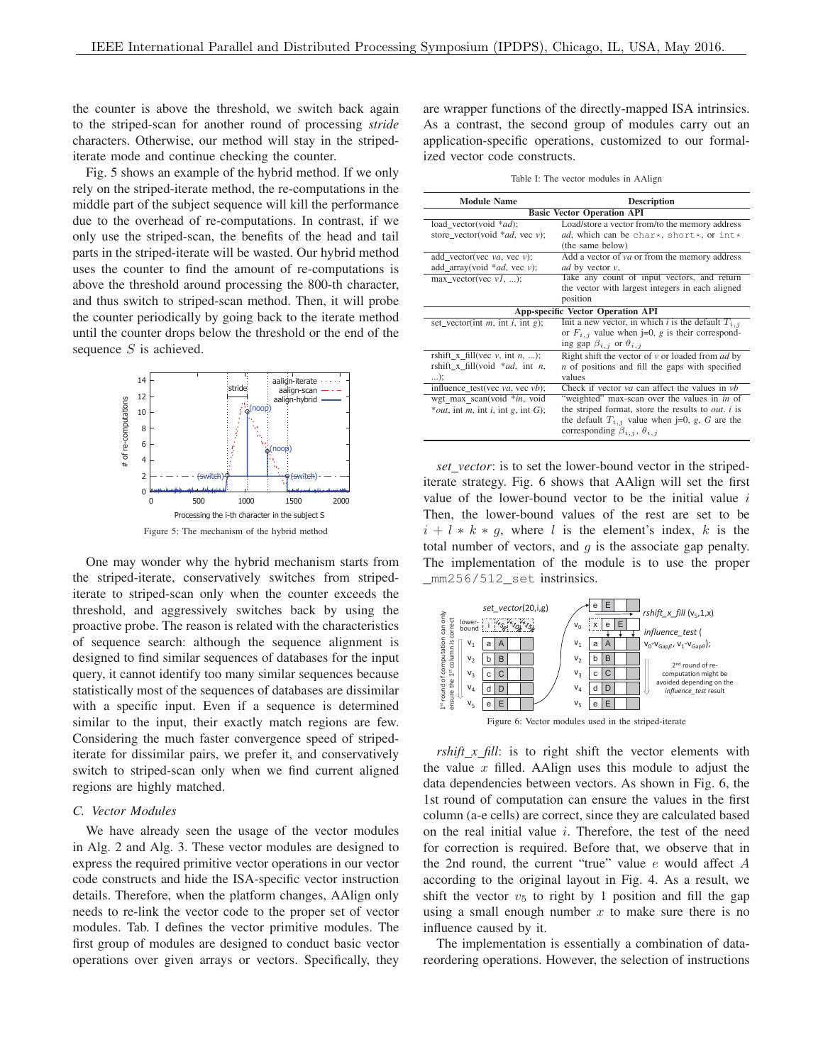the counter is above the threshold, we switch back again to the striped-scan for another round of processing *stride* characters. Otherwise, our method will stay in the striped-iterate mode and continue checking the counter.

Fig. 5 shows an example of the hybrid method. If we only rely on the striped-iterate method, the re-computations in the middle part of the subject sequence will kill the performance due to the overhead of re-computations. In contrast, if we only use the striped-scan, the benefits of the head and tail parts in the striped-iterate will be wasted. Our hybrid method uses the counter to find the amount of re-computations is above the threshold around processing the 800-th character, and thus switch to striped-scan method. Then, it will probe the counter periodically by going back to the iterate method until the counter drops below the threshold or the end of the sequence $S$ is achieved.

Figure 5: The mechanism of the hybrid method

One may wonder why the hybrid mechanism starts from the striped-iterate, conservatively switches from striped-iterate to striped-scan only when the counter exceeds the threshold, and aggressively switches back by using the proactive probe. The reason is related with the characteristics of sequence search: although the sequence alignment is designed to find similar sequences of databases for the input query, it cannot identify too many similar sequences because statistically most of the sequences of databases are dissimilar with a specific input. Even if a sequence is determined similar to the input, their exactly match regions are few. Considering the much faster convergence speed of striped-iterate for dissimilar pairs, we prefer it, and conservatively switch to striped-scan only when we find current aligned regions are highly matched.

### C. Vector Modules

We have already seen the usage of the vector modules in Alg. 2 and Alg. 3. These vector modules are designed to express the required primitive vector operations in our vector code constructs and hide the ISA-specific vector instruction details. Therefore, when the platform changes, AAlign only needs to re-link the vector code to the proper set of vector modules. Tab. I defines the vector primitive modules. The first group of modules are designed to conduct basic vector operations over given arrays or vectors. Specifically, they are wrapper functions of the directly-mapped ISA intrinsics. As a contrast, the second group of modules carry out an application-specific operations, customized to our formalized vector code constructs.

Table I: The vector modules in AAlign

| Module Name | Description |
| --- | --- |
| **Basic Vector Operation API** | |
| load_vector(void *ad); store_vector(void *ad, vec v); | Load/store a vector from/to the memory address *ad*, which can be char*, short*, or int* (the same below) |
| add_vector(vec va, vec v); add_array(void *ad, vec v); | Add a vector of *va* or from the memory address *ad* by vector *v*, |
| max_vector(vec v1, ...); | Take any count of input vectors, and return the vector with largest integers in each aligned position |
| **App-specific Vector Operation API** | |
| set_vector(int m, int i, int g); | Init a new vector, in which $i$ is the default $T_{i,j}$ or $F_{i,j}$ value when j=0, $g$ is their corresponding gap $\beta_{i,j}$ or $\theta_{i,j}$ |
| rshift_x_fill(vec v, int n, ...); rshift_x_fill(void *ad, int n, ...); | Right shift the vector of *v* or loaded from *ad* by *n* of positions and fill the gaps with specified values |
| influence_test(vec va, vec vb); | Check if vector *va* can affect the values in *vb* |
| wgt_max_scan(void *in, void *out, int m, int i, int g, int G); | "weighted" max-scan over the values in *in* of the striped format, store the results to *out*. $i$ is the default $T_{i,j}$ value when j=0, $g$, $G$ are the corresponding $\beta_{i,j}$, $\theta_{i,j}$ |

*set_vector*: is to set the lower-bound vector in the striped-iterate strategy. Fig. 6 shows that AAlign will set the first value of the lower-bound vector to be the initial value $i$ Then, the lower-bound values of the rest are set to be $i + l * k * g$, where $l$ is the element's index, $k$ is the total number of vectors, and $g$ is the associate gap penalty. The implementation of the module is to use the proper _mm256/512_set instrinsics.

Figure 6: Vector modules used in the striped-iterate

*rshift_x_fill*: is to right shift the vector elements with the value $x$ filled. AAlign uses this module to adjust the data dependencies between vectors. As shown in Fig. 6, the 1st round of computation can ensure the values in the first column (a-e cells) are correct, since they are calculated based on the real initial value $i$. Therefore, the test of the need for correction is required. Before that, we observe that in the 2nd round, the current "true" value $e$ would affect $A$ according to the original layout in Fig. 4. As a result, we shift the vector $v_5$ to right by 1 position and fill the gap using a small enough number $x$ to make sure there is no influence caused by it.

The implementation is essentially a combination of data-reordering operations. However, the selection of instructions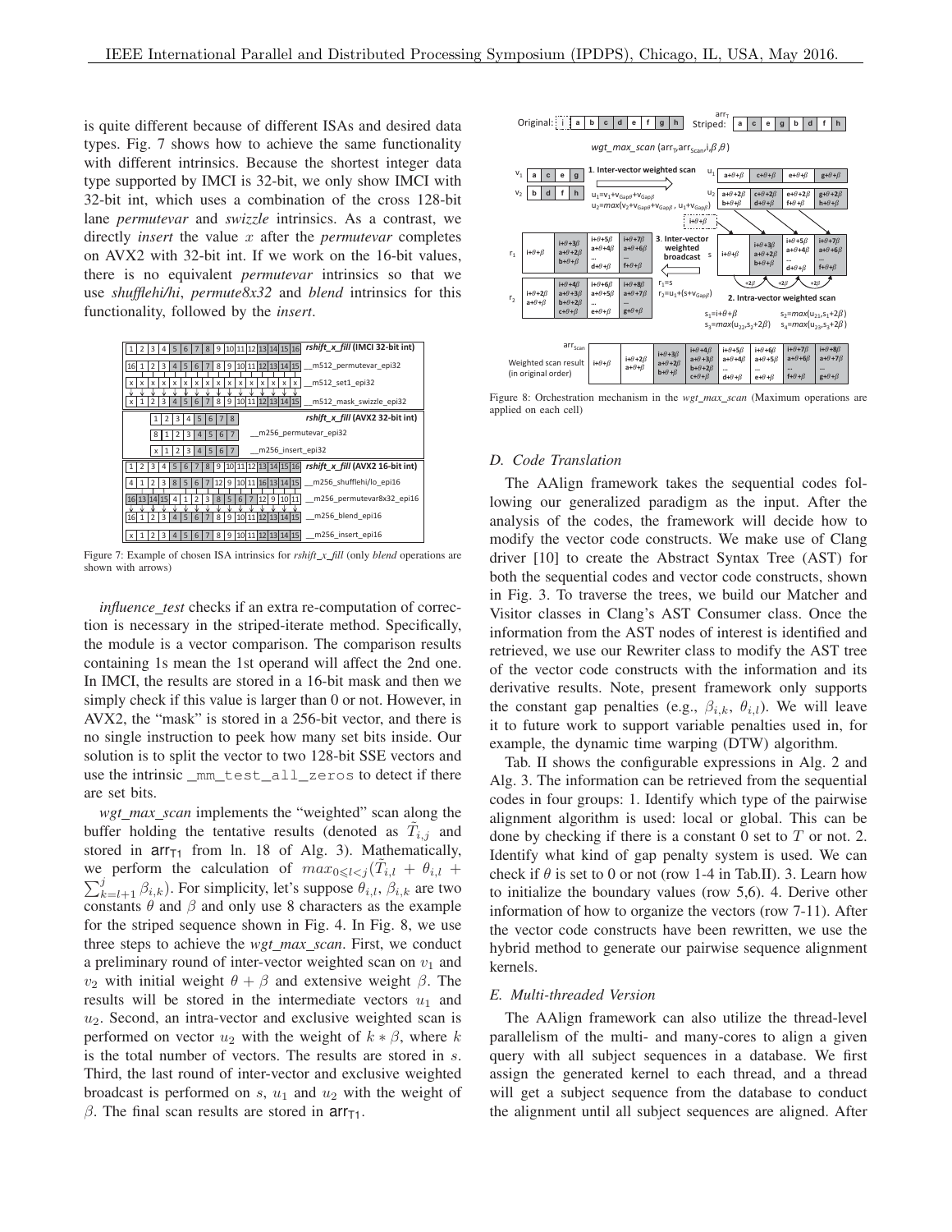is quite different because of different ISAs and desired data types. Fig. 7 shows how to achieve the same functionality with different intrinsics. Because the shortest integer data type supported by IMCI is 32-bit, we only show IMCI with 32-bit int, which uses a combination of the cross 128-bit lane *permutevar* and *swizzle* intrinsics. As a contrast, we directly *insert* the value $x$ after the *permutevar* completes on AVX2 with 32-bit int. If we work on the 16-bit values, there is no equivalent *permutevar* intrinsics so that we use *shufflehi/hi*, *permute8x32* and *blend* intrinsics for this functionality, followed by the *insert*.

Figure 7: Example of chosen ISA intrinsics for *rshift_x_fill* (only *blend* operations are shown with arrows)

*influence_test* checks if an extra re-computation of correction is necessary in the striped-iterate method. Specifically, the module is a vector comparison. The comparison results containing 1s mean the 1st operand will affect the 2nd one. In IMCI, the results are stored in a 16-bit mask and then we simply check if this value is larger than 0 or not. However, in AVX2, the "mask" is stored in a 256-bit vector, and there is no single instruction to peek how many set bits inside. Our solution is to split the vector to two 128-bit SSE vectors and use the intrinsic `_mm_test_all_zeros` to detect if there are set bits.

*wgt_max_scan* implements the "weighted" scan along the buffer holding the tentative results (denoted as $\tilde{T}_{i,j}$ and stored in $\mathsf{arr}_{\mathsf{T1}}$ from ln. 18 of Alg. 3). Mathematically, we perform the calculation of $max_{0 \leqslant l < j}(\tilde{T}_{i,l} + \theta_{i,l} + \sum_{k=l+1}^{j} \beta_{i,k})$. For simplicity, let's suppose $\theta_{i,l}$, $\beta_{i,k}$ are two constants $\theta$ and $\beta$ and only use 8 characters as the example for the striped sequence shown in Fig. 4. In Fig. 8, we use three steps to achieve the *wgt_max_scan*. First, we conduct a preliminary round of inter-vector weighted scan on $v_1$ and $v_2$ with initial weight $\theta + \beta$ and extensive weight $\beta$. The results will be stored in the intermediate vectors $u_1$ and $u_2$. Second, an intra-vector and exclusive weighted scan is performed on vector $u_2$ with the weight of $k * \beta$, where $k$ is the total number of vectors. The results are stored in $s$. Third, the last round of inter-vector and exclusive weighted broadcast is performed on $s$, $u_1$ and $u_2$ with the weight of $\beta$. The final scan results are stored in $\mathsf{arr}_{\mathsf{T1}}$.

Figure 8: Orchestration mechanism in the *wgt_max_scan* (Maximum operations are applied on each cell)

### D. Code Translation

The AAlign framework takes the sequential codes following our generalized paradigm as the input. After the analysis of the codes, the framework will decide how to modify the vector code constructs. We make use of Clang driver [10] to create the Abstract Syntax Tree (AST) for both the sequential codes and vector code constructs, shown in Fig. 3. To traverse the trees, we build our Matcher and Visitor classes in Clang's AST Consumer class. Once the information from the AST nodes of interest is identified and retrieved, we use our Rewriter class to modify the AST tree of the vector code constructs with the information and its derivative results. Note, present framework only supports the constant gap penalties (e.g., $\beta_{i,k}$, $\theta_{i,l}$). We will leave it to future work to support variable penalties used in, for example, the dynamic time warping (DTW) algorithm.

Tab. II shows the configurable expressions in Alg. 2 and Alg. 3. The information can be retrieved from the sequential codes in four groups: 1. Identify which type of the pairwise alignment algorithm is used: local or global. This can be done by checking if there is a constant 0 set to $T$ or not. 2. Identify what kind of gap penalty system is used. We can check if $\theta$ is set to 0 or not (row 1-4 in Tab.II). 3. Learn how to initialize the boundary values (row 5,6). 4. Derive other information of how to organize the vectors (row 7-11). After the vector code constructs have been rewritten, we use the hybrid method to generate our pairwise sequence alignment kernels.

### E. Multi-threaded Version

The AAlign framework can also utilize the thread-level parallelism of the multi- and many-cores to align a given query with all subject sequences in a database. We first assign the generated kernel to each thread, and a thread will get a subject sequence from the database to conduct the alignment until all subject sequences are aligned. After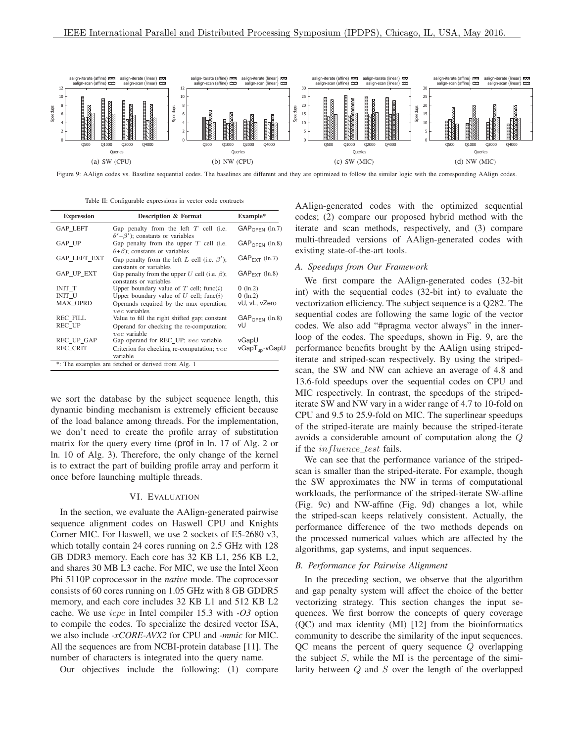Figure 9: AAlign codes vs. Baseline sequential codes. The baselines are different and they are optimized to follow the similar logic with the corresponding AAlign codes.

Table II: Configurable expressions in vector code contructs

| Expression | Description & Format | Example* |
|---|---|---|
| GAP_LEFT | Gap penalty from the left $T$ cell (i.e. $\theta'+\beta'$); constants or variables | $\mathsf{GAP_{OPEN}}$ (ln.7) |
| GAP_UP | Gap penalty from the upper $T$ cell (i.e. $\theta+\beta$); constants or variables | $\mathsf{GAP_{OPEN}}$ (ln.8) |
| GAP_LEFT_EXT | Gap penalty from the left $L$ cell (i.e. $\beta'$); constants or variables | $\mathsf{GAP_{EXT}}$ (ln.7) |
| GAP_UP_EXT | Gap penalty from the upper $U$ cell (i.e. $\beta$); constants or variables | $\mathsf{GAP_{EXT}}$ (ln.8) |
| INIT_T | Upper boundary value of $T$ cell; func($i$) | 0 (ln.2) |
| INIT_U | Upper boundary value of $U$ cell; func($i$) | 0 (ln.2) |
| MAX_OPRD | Operands required by the max operation; $vec$ variables | vU, vL, vZero |
| REC_FILL | Value to fill the right shifted gap; constant | $\mathsf{GAP_{OPEN}}$ (ln.8) |
| REC_UP | Operand for checking the re-computation; $vec$ variable | vU |
| REC_UP_GAP | Gap operand for REC_UP; $vec$ variable | vGapU |
| REC_CRIT | Criterion for checking re-computation; $vec$ variable | $\mathsf{vGapT_{up}}$-vGapU |

*: The examples are fetched or derived from Alg. 1

we sort the database by the subject sequence length, this dynamic binding mechanism is extremely efficient because of the load balance among threads. For the implementation, we don't need to create the profile array of substitution matrix for the query every time (prof in ln. 17 of Alg. 2 or ln. 10 of Alg. 3). Therefore, the only change of the kernel is to extract the part of building profile array and perform it once before launching multiple threads.

## VI. Evaluation

In the section, we evaluate the AAlign-generated pairwise sequence alignment codes on Haswell CPU and Knights Corner MIC. For Haswell, we use 2 sockets of E5-2680 v3, which totally contain 24 cores running on 2.5 GHz with 128 GB DDR3 memory. Each core has 32 KB L1, 256 KB L2, and shares 30 MB L3 cache. For MIC, we use the Intel Xeon Phi 5110P coprocessor in the *native* mode. The coprocessor consists of 60 cores running on 1.05 GHz with 8 GB GDDR5 memory, and each core includes 32 KB L1 and 512 KB L2 cache. We use *icpc* in Intel compiler 15.3 with *-O3* option to compile the codes. To specialize the desired vector ISA, we also include *-xCORE-AVX2* for CPU and *-mmic* for MIC. All the sequences are from NCBI-protein database [11]. The number of characters is integrated into the query name.

Our objectives include the following: (1) compare AAlign-generated codes with the optimized sequential codes; (2) compare our proposed hybrid method with the iterate and scan methods, respectively, and (3) compare multi-threaded versions of AAlign-generated codes with existing state-of-the-art tools.

### A. Speedups from Our Framework

We first compare the AAlign-generated codes (32-bit int) with the sequential codes (32-bit int) to evaluate the vectorization efficiency. The subject sequence is a Q282. The sequential codes are following the same logic of the vector codes. We also add "#pragma vector always" in the inner-loop of the codes. The speedups, shown in Fig. 9, are the performance benefits brought by the AAlign using striped-iterate and striped-scan respectively. By using the striped-scan, the SW and NW can achieve an average of 4.8 and 13.6-fold speedups over the sequential codes on CPU and MIC respectively. In contrast, the speedups of the striped-iterate SW and NW vary in a wider range of 4.7 to 10-fold on CPU and 9.5 to 25.9-fold on MIC. The superlinear speedups of the striped-iterate are mainly because the striped-iterate avoids a considerable amount of computation along the $Q$ if the $influence\_test$ fails.

We can see that the performance variance of the striped-scan is smaller than the striped-iterate. For example, though the SW approximates the NW in terms of computational workloads, the performance of the striped-iterate SW-affine (Fig. 9c) and NW-affine (Fig. 9d) changes a lot, while the striped-scan keeps relatively consistent. Actually, the performance difference of the two methods depends on the processed numerical values which are affected by the algorithms, gap systems, and input sequences.

### B. Performance for Pairwise Alignment

In the preceding section, we observe that the algorithm and gap penalty system will affect the choice of the better vectorizing strategy. This section changes the input sequences. We first borrow the concepts of query coverage (QC) and max identity (MI) [12] from the bioinformatics community to describe the similarity of the input sequences. QC means the percent of query sequence $Q$ overlapping the subject $S$, while the MI is the percentage of the similarity between $Q$ and $S$ over the length of the overlapped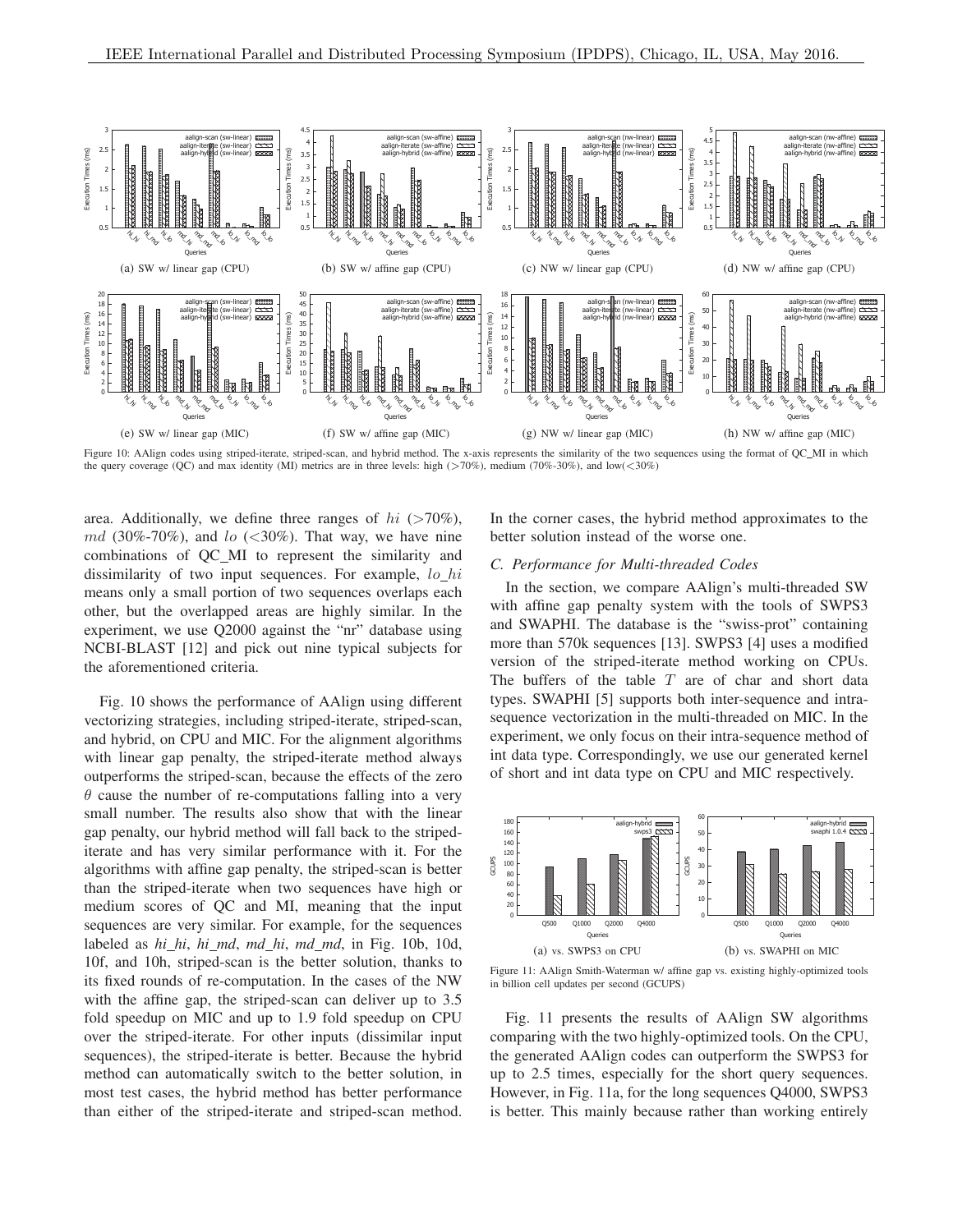Figure 10: AAlign codes using striped-iterate, striped-scan, and hybrid method. The x-axis represents the similarity of the two sequences using the format of QC_MI in which the query coverage (QC) and max identity (MI) metrics are in three levels: high (>70%), medium (70%-30%), and low(<30%)

area. Additionally, we define three ranges of $hi$ (>70%), $md$ (30%-70%), and $lo$ (<30%). That way, we have nine combinations of QC_MI to represent the similarity and dissimilarity of two input sequences. For example, $lo\_hi$ means only a small portion of two sequences overlaps each other, but the overlapped areas are highly similar. In the experiment, we use Q2000 against the "nr" database using NCBI-BLAST [12] and pick out nine typical subjects for the aforementioned criteria.

Fig. 10 shows the performance of AAlign using different vectorizing strategies, including striped-iterate, striped-scan, and hybrid, on CPU and MIC. For the alignment algorithms with linear gap penalty, the striped-iterate method always outperforms the striped-scan, because the effects of the zero $\theta$ cause the number of re-computations falling into a very small number. The results also show that with the linear gap penalty, our hybrid method will fall back to the striped-iterate and has very similar performance with it. For the algorithms with affine gap penalty, the striped-scan is better than the striped-iterate when two sequences have high or medium scores of QC and MI, meaning that the input sequences are very similar. For example, for the sequences labeled as *hi_hi*, *hi_md*, *md_hi*, *md_md*, in Fig. 10b, 10d, 10f, and 10h, striped-scan is the better solution, thanks to its fixed rounds of re-computation. In the cases of the NW with the affine gap, the striped-scan can deliver up to 3.5 fold speedup on MIC and up to 1.9 fold speedup on CPU over the striped-iterate. For other inputs (dissimilar input sequences), the striped-iterate is better. Because the hybrid method can automatically switch to the better solution, in most test cases, the hybrid method has better performance than either of the striped-iterate and striped-scan method. In the corner cases, the hybrid method approximates to the better solution instead of the worse one.

### C. Performance for Multi-threaded Codes

In the section, we compare AAlign's multi-threaded SW with affine gap penalty system with the tools of SWPS3 and SWAPHI. The database is the "swiss-prot" containing more than 570k sequences [13]. SWPS3 [4] uses a modified version of the striped-iterate method working on CPUs. The buffers of the table $T$ are of char and short data types. SWAPHI [5] supports both inter-sequence and intra-sequence vectorization in the multi-threaded on MIC. In the experiment, we only focus on their intra-sequence method of int data type. Correspondingly, we use our generated kernel of short and int data type on CPU and MIC respectively.

Figure 11: AAlign Smith-Waterman w/ affine gap vs. existing highly-optimized tools in billion cell updates per second (GCUPS)

Fig. 11 presents the results of AAlign SW algorithms comparing with the two highly-optimized tools. On the CPU, the generated AAlign codes can outperform the SWPS3 for up to 2.5 times, especially for the short query sequences. However, in Fig. 11a, for the long sequences Q4000, SWPS3 is better. This mainly because rather than working entirely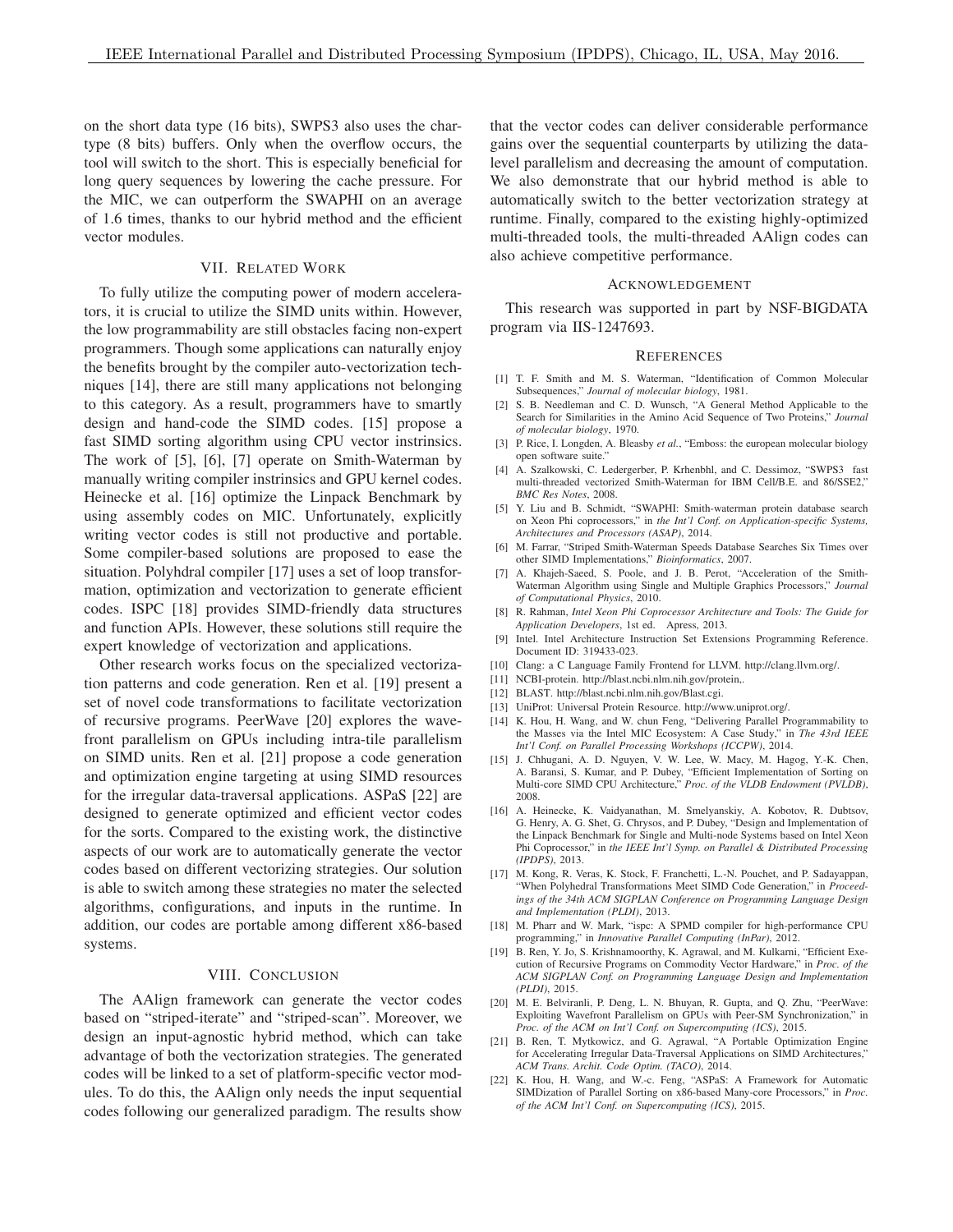on the short data type (16 bits), SWPS3 also uses the char-type (8 bits) buffers. Only when the overflow occurs, the tool will switch to the short. This is especially beneficial for long query sequences by lowering the cache pressure. For the MIC, we can outperform the SWAPHI on an average of 1.6 times, thanks to our hybrid method and the efficient vector modules.

## VII. Related Work

To fully utilize the computing power of modern accelerators, it is crucial to utilize the SIMD units within. However, the low programmability are still obstacles facing non-expert programmers. Though some applications can naturally enjoy the benefits brought by the compiler auto-vectorization techniques [14], there are still many applications not belonging to this category. As a result, programmers have to smartly design and hand-code the SIMD codes. [15] propose a fast SIMD sorting algorithm using CPU vector instrinsics. The work of [5], [6], [7] operate on Smith-Waterman by manually writing compiler instrinsics and GPU kernel codes. Heinecke et al. [16] optimize the Linpack Benchmark by using assembly codes on MIC. Unfortunately, explicitly writing vector codes is still not productive and portable. Some compiler-based solutions are proposed to ease the situation. Polyhdral compiler [17] uses a set of loop transformation, optimization and vectorization to generate efficient codes. ISPC [18] provides SIMD-friendly data structures and function APIs. However, these solutions still require the expert knowledge of vectorization and applications.

Other research works focus on the specialized vectorization patterns and code generation. Ren et al. [19] present a set of novel code transformations to facilitate vectorization of recursive programs. PeerWave [20] explores the wavefront parallelism on GPUs including intra-tile parallelism on SIMD units. Ren et al. [21] propose a code generation and optimization engine targeting at using SIMD resources for the irregular data-traversal applications. ASPaS [22] are designed to generate optimized and efficient vector codes for the sorts. Compared to the existing work, the distinctive aspects of our work are to automatically generate the vector codes based on different vectorizing strategies. Our solution is able to switch among these strategies no mater the selected algorithms, configurations, and inputs in the runtime. In addition, our codes are portable among different x86-based systems.

## VIII. Conclusion

The AAlign framework can generate the vector codes based on "striped-iterate" and "striped-scan". Moreover, we design an input-agnostic hybrid method, which can take advantage of both the vectorization strategies. The generated codes will be linked to a set of platform-specific vector modules. To do this, the AAlign only needs the input sequential codes following our generalized paradigm. The results show that the vector codes can deliver considerable performance gains over the sequential counterparts by utilizing the data-level parallelism and decreasing the amount of computation. We also demonstrate that our hybrid method is able to automatically switch to the better vectorization strategy at runtime. Finally, compared to the existing highly-optimized multi-threaded tools, the multi-threaded AAlign codes can also achieve competitive performance.

## Acknowledgement

This research was supported in part by NSF-BIGDATA program via IIS-1247693.

## References

[1] T. F. Smith and M. S. Waterman, "Identification of Common Molecular Subsequences," *Journal of molecular biology*, 1981.

[2] S. B. Needleman and C. D. Wunsch, "A General Method Applicable to the Search for Similarities in the Amino Acid Sequence of Two Proteins," *Journal of molecular biology*, 1970.

[3] P. Rice, I. Longden, A. Bleasby *et al.*, "Emboss: the european molecular biology open software suite."

[4] A. Szalkowski, C. Ledergerber, P. Krhenbhl, and C. Dessimoz, "SWPS3 fast multi-threaded vectorized Smith-Waterman for IBM Cell/B.E. and 86/SSE2," *BMC Res Notes*, 2008.

[5] Y. Liu and B. Schmidt, "SWAPHI: Smith-waterman protein database search on Xeon Phi coprocessors," in *the Int'l Conf. on Application-specific Systems, Architectures and Processors (ASAP)*, 2014.

[6] M. Farrar, "Striped Smith-Waterman Speeds Database Searches Six Times over other SIMD Implementations," *Bioinformatics*, 2007.

[7] A. Khajeh-Saeed, S. Poole, and J. B. Perot, "Acceleration of the Smith-Waterman Algorithm using Single and Multiple Graphics Processors," *Journal of Computational Physics*, 2010.

[8] R. Rahman, *Intel Xeon Phi Coprocessor Architecture and Tools: The Guide for Application Developers*, 1st ed. Apress, 2013.

[9] Intel. Intel Architecture Instruction Set Extensions Programming Reference. Document ID: 319433-023.

[10] Clang: a C Language Family Frontend for LLVM. http://clang.llvm.org/.

[11] NCBI-protein. http://blast.ncbi.nlm.nih.gov/protein,.

[12] BLAST. http://blast.ncbi.nlm.nih.gov/Blast.cgi.

[13] UniProt: Universal Protein Resource. http://www.uniprot.org/.

[14] K. Hou, H. Wang, and W. chun Feng, "Delivering Parallel Programmability to the Masses via the Intel MIC Ecosystem: A Case Study," in *The 43rd IEEE Int'l Conf. on Parallel Processing Workshops (ICCPW)*, 2014.

[15] J. Chhugani, A. D. Nguyen, V. W. Lee, W. Macy, M. Hagog, Y.-K. Chen, A. Baransi, S. Kumar, and P. Dubey, "Efficient Implementation of Sorting on Multi-core SIMD CPU Architecture," *Proc. of the VLDB Endowment (PVLDB)*, 2008.

[16] A. Heinecke, K. Vaidyanathan, M. Smelyanskiy, A. Kobotov, R. Dubtsov, G. Henry, A. G. Shet, G. Chrysos, and P. Dubey, "Design and Implementation of the Linpack Benchmark for Single and Multi-node Systems based on Intel Xeon Phi Coprocessor," in *the IEEE Int'l Symp. on Parallel & Distributed Processing (IPDPS)*, 2013.

[17] M. Kong, R. Veras, K. Stock, F. Franchetti, L.-N. Pouchet, and P. Sadayappan, "When Polyhedral Transformations Meet SIMD Code Generation," in *Proceedings of the 34th ACM SIGPLAN Conference on Programming Language Design and Implementation (PLDI)*, 2013.

[18] M. Pharr and W. Mark, "ispc: A SPMD compiler for high-performance CPU programming," in *Innovative Parallel Computing (InPar)*, 2012.

[19] B. Ren, Y. Jo, S. Krishnamoorthy, K. Agrawal, and M. Kulkarni, "Efficient Execution of Recursive Programs on Commodity Vector Hardware," in *Proc. of the ACM SIGPLAN Conf. on Programming Language Design and Implementation (PLDI)*, 2015.

[20] M. E. Belviranli, P. Deng, L. N. Bhuyan, R. Gupta, and Q. Zhu, "PeerWave: Exploiting Wavefront Parallelism on GPUs with Peer-SM Synchronization," in *Proc. of the ACM on Int'l Conf. on Supercomputing (ICS)*, 2015.

[21] B. Ren, T. Mytkowicz, and G. Agrawal, "A Portable Optimization Engine for Accelerating Irregular Data-Traversal Applications on SIMD Architectures," *ACM Trans. Archit. Code Optim. (TACO)*, 2014.

[22] K. Hou, H. Wang, and W.-c. Feng, "ASPaS: A Framework for Automatic SIMDization of Parallel Sorting on x86-based Many-core Processors," in *Proc. of the ACM Int'l Conf. on Supercomputing (ICS)*, 2015.